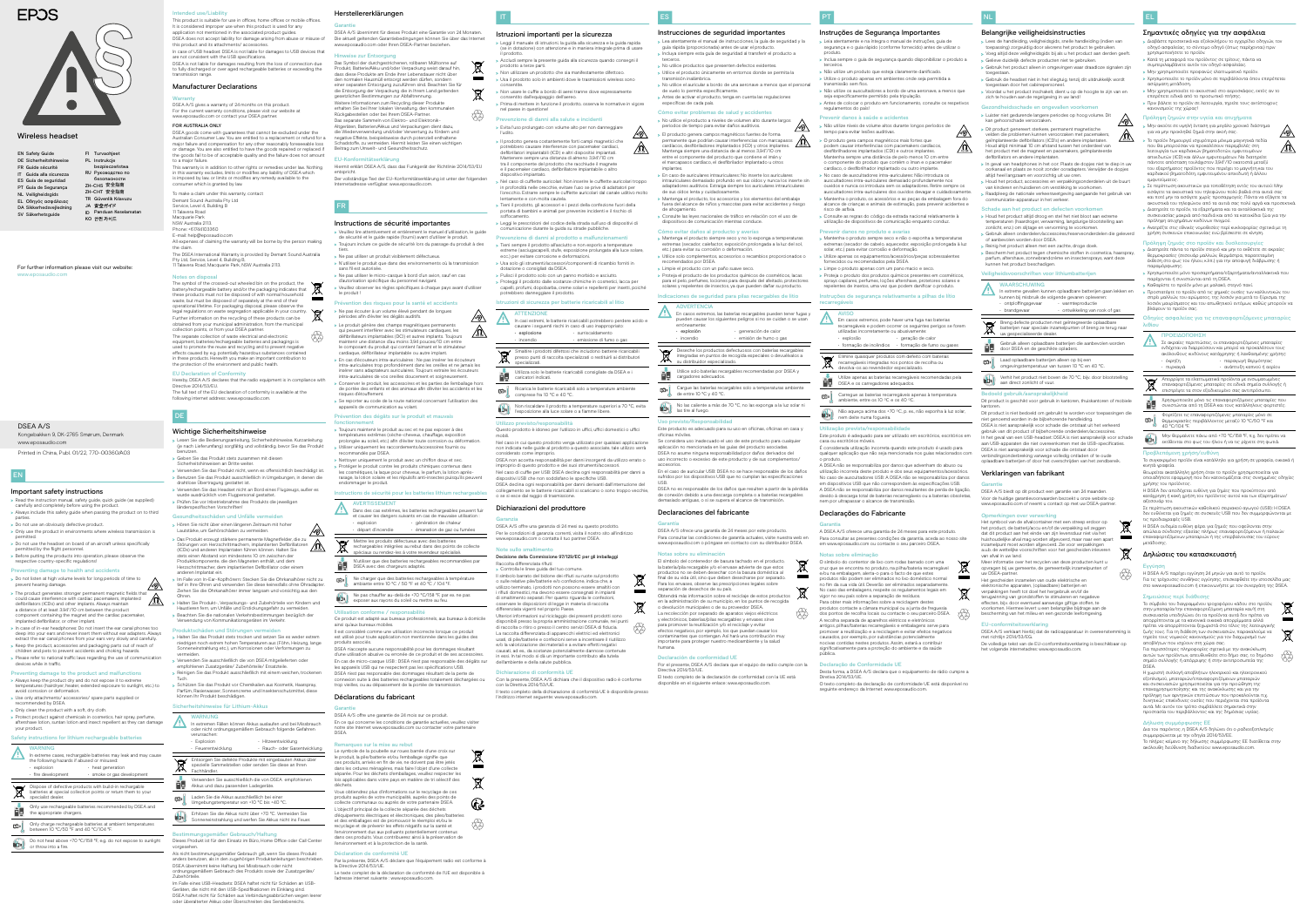EPOS

# Wireless headset

EN Safety Guide
DE Sicherheitshinweise
FR Guide sécurité
IT Guida alla sicurezza
ES Guía de seguridad
PT Guia de Segurança
NL Veiligheidsgids
EL Οδηγός ασφάλειας
DA Sikkerhedsvejledning
SV Säkerhetsguide
FI Turvaohjeet
PL Instrukcje bezpieczeństwa
RU Руководство по безопасности
ZH-CHS 安全指南
ZH-CHT 安全指南
TR Güvenlik Kılavuzu
JA 安全ガイド
ID Panduan Keselamatan
KO 안전 가이드

For further information please visit our website:
www.eposaudio.com

DSEA A/S
Kongebakken 9, DK-2765 Smørum, Denmark
www.eposaudio.com
Printed in China, Publ. 01/22, 770-00360/A03

## EN

### Important safety instructions

- Read this instruction manual, safety guide, quick guide (as supplied) carefully and completely before using the product.
- Always include the safety guide when passing the product on to third parties.
- Do not use an obviously defective product.
- Only use the product in environments where wireless transmission is permitted.
- Do not use the headset on board of an aircraft unless specifically permitted by the flight personnel.
- Before putting the products into operation, please observe the respective country-specific regulations!

### Preventing damage to health and accidents

- Do not listen at high volume levels for long periods of time to prevent hearing damage.
- The product generates stronger permanent magnetic fields that could cause interference with cardiac pacemakers, implanted defibrillators (ICDs) and other implants. Always maintain a distance of at least 3.94"/10 cm between the product component containing the magnet and the cardiac pacemaker, implanted defibrillator or other implant.
- In case of in-ear headphones: Do not insert the ear canal piece too deep into your ear and never insert them without ear adapters. Always extract the ear canal pieces from your ears very slowly and carefully.
- Keep the product, accessories and packaging parts out of reach of children and pets to prevent accidents and choking hazards.
- Please refer to national traffic laws regarding the use of communication devices while in traffic.

### Preventing damage to the product and malfunctions

- Always keep the product dry and do not expose it to extreme temperatures (hairdryer, heater, extended exposure to sunlight, etc.) to avoid corrosion or deformation.
- Use only attachments/ accessories/ spare parts supplied or recommended by DSEA.
- Only clean the product with a soft, dry cloth.
- Protect product against chemicals in cosmetics, hair spray, perfume, aftershave lotion, suntan lotion and insect repellent as they can damage your product.

### Safety instructions for lithium rechargeable batteries

WARNING
In extreme cases, rechargeable batteries may leak and may cause the following hazards if abused or misused:
- explosion
- fire development
- heat generation
- smoke or gas development

Dispose of defective products with built-in rechargeable batteries at special collection points or return them to your specialist dealer.

Only use rechargeable batteries recommended by DSEA and the appropriate chargers.

Only charge rechargeable batteries at ambient temperatures between 10 °C/50 °F and 40 °C/104 °F.

Do not heat above +70 °C/158 °F, e.g. do not expose to sunlight or throw into a fire.

### Intended use/Liability

This product is suitable for use in offices, home offices or mobile offices. It is considered improper use when this product is used for any application not mentioned in the associated product guides.
DSEA does not accept liability for damage arising from abuse or misuse of this product and its attachments/ accessories.
In case of USB headset: DSEA is not liable for damages to USB devices that are not consistent with the USB specifications.
DSEA is not liable for damages resulting from the loss of connection due to flat or exceeding age of used rechargeable batteries or exceeding the transmission range.

### Manufacturer Declarations

#### Warranty

DSEA A/S gives a warranty of 24 months on this product.
For the current warranty conditions, please visit our website at www.eposaudio.com or contact your DSEA partner.

#### FOR AUSTRALIA ONLY

DSEA goods come with guarantees that cannot be excluded under the Australian Consumer Law. You are entitled to a replacement or refund for a major failure and compensation for any other reasonably foreseeable loss or damage. You are also entitled to have the goods repaired or replaced if the goods fail to be of acceptable quality and the failure does not amount to a major failure.
This warranty is in addition to other rights or remedies under law. Nothing in this warranty excludes, limits or modifies any liability of DSEA which is imposed by law, or limits or modifies any remedy available to the consumer which is granted by law.
To make a claim under this warranty contact:
Demant Sound Australia Pty Ltd
Service Level 4, Building B
11 Talavera Road
Macquarie Park
NSW Australia 2113
Phone: 412563360
E-mail: help@eposaudio.com
All expenses of claiming the warranty will be borne by the person making the claim.
The DSEA International Warranty is provided by Demant Sound Australia Pty Ltd, Service, Level 4, Building B,
11 Talavera Road, Macquarie Park, NSW Australia 2113.

#### Notes on disposal

The symbol of the crossed-out wheeled bin on the product, the battery/rechargeable battery and/or the packaging indicates that these products must not be disposed of with normal household waste, but must be disposed of separately at the end of their operational lifetime. For packaging disposal, please observe the legal regulations on waste segregation applicable in your country.
Further information on the recycling of these products can be obtained from your municipal administration, from the municipal collection points, or from your DSEA partner.
The separate collection of waste electrical and electronic equipment, batteries/rechargeable batteries and packaging is used to promote the reuse and recycling and to prevent negative effects caused by e.g. potentially hazardous substances contained in these products. Herewith you make an important contribution to the protection of the environment and public health.

#### EU Declaration of Conformity

Hereby, DSEA A/S declares that the radio equipment is in compliance with Directive 2014/53/EU.
The full text of the EU declaration of conformity is available at the following internet address: www.eposaudio.com.

## DE

### Wichtige Sicherheitshinweise

- Lesen Sie die Bedienungsanleitung, Sicherheitshinweise, Kurzanleitung (je nach Lieferumfang) sorgfältig und vollständig, bevor Sie das Produkt benutzen.
- Geben Sie das Produkt stets zusammen mit diesen Sicherheitshinweisen an Dritte weiter.
- Verwenden Sie das Produkt nicht, wenn es offensichtlich beschädigt ist.
- Benutzen Sie das Produkt ausschließlich in Umgebungen, in denen die drahtlose Übertragung gestattet ist.
- Verwenden Sie das Headset nicht an Bord eines Flugzeugs, außer es wurde ausdrücklich vom Flugpersonal gestattet.
- Prüfen Sie vor Inbetriebnahme des Produkts die jeweiligen länderspezifischen Vorschriften!

### Gesundheitsschäden und Unfälle vermeiden

- Hören Sie nicht über einen längeren Zeitraum mit hoher Lautstärke, um Gehörschäden zu vermeiden.
- Das Produkt erzeugt stärkere permanente Magnetfelder, die zu Störungen von Herzschrittmachern, implantierten Defibrillatoren (ICDs) und anderen Implantaten führen können. Halten Sie stets einen Abstand von mindestens 10 cm zwischen der Produktkomponente, die den Magneten enthält, und dem Herzschrittmacher, dem implantierten Defibrillator oder einem anderen Implantat ein.
- Im Falle von In-Ear-Kopfhörern: Stecken Sie die Ohrkanalhörer nicht zu tief in Ihre Ohren und verwenden Sie diese keinesfalls ohne Ohradapter. Ziehen Sie die Ohrkanalhörer immer langsam und vorsichtig aus den Ohren.
- Halten Sie Produkt-, Verpackungs- und Zubehörteile von Kindern und Haustieren fern, um Unfälle und Erstickungsgefahr zu vermeiden.
- Beachten Sie die nationalen Verkehrsbestimmungen bezüglich der Verwendung von Kommunikationsgeräten im Verkehr.

### Produktschäden und Störungen vermeiden

- Halten Sie das Produkt stets trocken und setzen Sie es weder extrem niedrigen noch extrem hohen Temperaturen aus (Föhn, Heizung, lange Sonneneinstrahlung etc.), um Korrosionen oder Verformungen zu vermeiden.
- Verwenden Sie ausschließlich die von DSEA mitgelieferten oder empfohlenen Zusatzgeräte/ Zubehörteile/ Ersatzteile.
- Reinigen Sie das Produkt ausschließlich mit einem weichen, trockenen Tuch.
- Schützen Sie das Produkt vor Chemikalien aus Kosmetik, Haarspray, Parfüm, Rasierwasser, Sonnenschutz und Insektenschutzmittel, diese können Ihr Produkt beschädigen.

### Sicherheitshinweise für Lithium-Akkus

WARNUNG
In extremen Fällen können Akkus auslaufen und bei Missbrauch oder nicht ordnungsgemäßer Gebrauch folgende Gefahren verursachen:
- Explosion
- Feuerentwicklung
- Hitzeentwicklung
- Rauch- oder Gasentwicklung

Entsorgen Sie defekte Produkte mit eingebauten Akkus über spezielle Sammelstellen oder senden Sie diese an Ihren Fachhändler.

Verwenden Sie ausschließlich die von DSEA empfohlenen Akkus und passenden Ladegeräte.

Laden Sie die Akkus ausschließlich bei einer Umgebungstemperatur von +10 °C bis +40 °C.

Erhitzen Sie die Akkus nicht über +70 °C. Vermeiden Sie Sonneneinstrahlung und werfen Sie Akkus nicht ins Feuer.

### Bestimmungsgemäßer Gebrauch/Haftung

Dieses Produkt ist für den Einsatz im Büro, Home Office oder Call Center vorgesehen.
Als nicht bestimmungsgemäßer Gebrauch gilt, wenn Sie dieses Produkt anders benutzen, als in den zugehörigen Produktanleitungen beschrieben.
DSEA übernimmt keine Haftung bei Missbrauch oder nicht ordnungsgemäßem Gebrauch des Produkts sowie der Zusatzgeräte/ Zubehörteile.
Im Falle eines USB-Headsets: DSEA haftet nicht für Schäden an USB-Geräten, die nicht mit den USB-Spezifikationen im Einklang sind.
DSEA haftet nicht für Schäden aus Verbindungsabbrüchen wegen leerer oder überalterter Akkus oder Überschreiten des Sendebereichs.

### Herstellererklärungen

#### Garantie

DSEA A/S übernimmt für dieses Produkt eine Garantie von 24 Monaten.
Die aktuell geltenden Garantiebedingungen können Sie über das Internet www.eposaudio.com oder Ihren DSEA-Partner beziehen.

#### Hinweise zur Entsorgung

Das Symbol der durchgestrichenen, rollbaren Mülltonne auf Produkt, Batterie/Akku und/oder Verpackung weist darauf hin, dass diese Produkte am Ende ihrer Lebensdauer nicht über den normalen Hausmüll entsorgt werden dürfen, sondern einer separaten Entsorgung zuzuführen sind. Beachten Sie für die Entsorgung der Verpackung die in Ihrem Land geltenden gesetzlichen Bestimmungen zur Abfalltrennung.
Weitere Informationen zum Recycling dieser Produkte erhalten Sie bei Ihrer Gemeindeverwaltung, den kommunalen Rücknahmestellen oder bei Ihrem DSEA-Partner.
Das separate Sammeln von Elektro- und Elektronik-Altgeräten, Batterien/Akkus und Verpackungen dient dazu, die Wiederverwendung und/oder Verwertung zu fördern und negative Effekte, beispielsweise durch potenziell enthaltene Schadstoffe, zu vermeiden. Hiermit leisten Sie einen wichtigen Beitrag zum Umwelt- und Gesundheitsschutz.

#### EU-Konformitätserklärung

Hiermit erklärt DSEA A/S, dass das Funkgerät der Richtlinie 2014/53/EU entspricht.
Der vollständige Text der EU-Konformitätserklärung ist unter der folgenden Internetadresse verfügbar: www.eposaudio.com.

## FR

### Instructions de sécurité importantes

- Veuillez lire attentivement et entièrement le manuel d'utilisation, le guide de sécurité et le guide rapide (fourni) avant d'utiliser le produit.
- Toujours inclure ce guide de sécurité lors du passage du produit à des tiers.
- Ne pas utiliser un produit visiblement défectueux.
- N'utiliser le produit que dans des environnements où la transmission sans fil est autorisée.
- Ne pas utiliser le micro-casque à bord d'un avion, sauf en cas d'autorisation spécifique du personnel navigant.
- Veuillez observer les règles spécifiques à chaque pays avant d'utiliser le produit !

### Prévention des risques pour la santé et accidents

- Ne pas écouter à un volume élevé pendant de longues périodes afin d'éviter les dégâts auditifs.
- Le produit génère des champs magnétiques permanents qui peuvent interférer avec les stimulateurs cardiaques, les défibrillateurs implantables (DCI) et autres implants. Toujours maintenir une distance d'au moins 3,94 pouces/10 cm entre le composant du produit qui contient l'aimant et le stimulateur cardiaque, défibrillateur implantable ou autre implant.
- En cas d'écouteurs intra-auriculaires : Ne pas insérer les écouteurs intra-auriculaires trop profondément dans les oreilles et ne jamais les insérer sans adaptateurs auriculaires. Toujours retirer les écouteurs intra-auriculaires de vos oreilles doucement et soigneusement.
- Conserver le produit, les accessoires et les parties de l'emballage hors de portée des enfants et des animaux afin d'éviter les accidents et les risques d'étouffement.
- Se reporter au code de la route national concernant l'utilisation des appareils de communication au volant.

### Prévention des dégâts sur le produit et mauvais fonctionnement

- Toujours maintenir le produit au sec et ne pas exposer à des températures extrêmes (sèche-cheveux, chauffage, exposition prolongée au soleil, etc.) afin d'éviter toute corrosion ou déformation.
- Utiliser uniquement les raccordements/accessoires fournis ou recommandés par DSEA.
- Nettoyer uniquement le produit avec un chiffon doux et sec.
- Protéger le produit contre les produits chimiques contenus dans les cosmétiques, la laque pour cheveux, le parfum, la lotion après-rasage, la lotion solaire et les répulsifs anti-insectes puisqu'ils peuvent endommager le produit.

### Instructions de sécurité pour les batteries lithium rechargeables

AVERTISSEMENT
Dans des cas extrêmes, les batteries rechargeables peuvent fuir et causer les dangers suivants en cas de mauvaise utilisation :
- explosion
- départ d'incendie
- génération de chaleur
- émanation de gaz ou fumées

Mettre les produits défectueux avec des batteries rechargeables intégrées au rebut dans des points de collecte spéciaux ou rendez-les à votre revendeur spécialisé.

N'utiliser que des batteries rechargeables recommandées par DSEA avec des chargeurs adaptés.

Ne charger que des batteries rechargeables à température ambiante entre 10 °C / 50 °F et 40 °C / 104 °F.

Ne pas chauffer au-delà de +70 °C/158 °F, ne pas exposer aux rayons du soleil ou mettre au feu.

### Utilisation conforme / responsabilité

Ce produit est adapté aux bureaux professionnels, aux bureaux à domicile ainsi qu'aux bureaux mobiles.
Il est considéré comme une utilisation incorrecte lorsque ce produit est utilisé pour toute application non mentionnée dans les guides du produit associés.
DSEA n'accepte aucune responsabilité pour les dommages résultant d'une utilisation abusive ou de la mauvaise utilisation de ce produit et de ses accessoires.
En cas de micro-casque USB : DSEA n'est pas responsable des dégâts sur les appareils USB qui ne respectent pas les spécifications USB.
DSEA n'est pas responsable des dommages résultant de la perte de connexion suite à des batteries rechargeables totalement déchargées ou trop vieilles, ou au dépassement de la portée de transmission.

### Déclarations du fabricant

#### Garantie

DSEA A/S offre une garantie de 24 mois sur ce produit.
En ce qui concerne les conditions de garantie actuelles, veuillez visiter notre site Internet www.eposaudio.com ou contacter votre partenaire DSEA.

#### Remarques sur la mise au rebut

Le symbole de la poubelle sur roues barrée d'une croix sur le produit, la pile/batterie et/ou l'emballage signifie que ces produits, arrivés en fin de vie, ne doivent pas être jetés dans les ordures ménagères, mais faire l'objet d'une collecte séparée. Pour les déchets d'emballages, veuillez respecter les lois applicables dans votre pays en matière de tri sélectif des déchets.
Vous obtiendrez plus d'informations sur le recyclage de ces produits auprès de votre municipalité, auprès des points de collecte communaux ou auprès de votre partenaire DSEA.
L'objectif principal de la collecte séparée des déchets d'équipements électriques et électroniques, des piles/batteries et des emballages est de promouvoir le réemploi et/ou le recyclage et de prévenir les effets négatifs sur la santé et l'environnement dus aux polluants potentiellement contenus dans ces produits. Vous contribuez ainsi à la préservation de l'environnement et à la protection de la santé.

#### Déclaration de conformité UE

Par la présente, DSEA A/S déclare que l'équipement radio est conforme à la Directive 2014/53/UE.
Le texte complet de la déclaration de conformité de l'UE est disponible à l'adresse internet suivante : www.eposaudio.com.

## IT

### Istruzioni importanti per la sicurezza

- Leggi il manuale di istruzioni, la guida alla sicurezza e la guida rapida (se in dotazione) attentamente e in maniera integrale prima di usare il prodotto.
- Accludi sempre la presente guida alla sicurezza quando consegni il prodotto a terze parti.
- Non utilizzare un prodotto che sia manifestamente difettoso.
- Usa il prodotto solo in ambienti dove le trasmissioni wireless sono consentite.
- Non usare le cuffie a bordo di aerei tranne dove espressamente consentito dall'equipaggio dell'aereo.
- Prima di mettere in funzione il prodotto, osserva le normative in vigore nel paese in questione!

### Prevenzione di danni alla salute e incidenti

- Evita l'uso prolungato con volume alto per non danneggiare l'udito.
- Il prodotto genera campi magnetici permanenti piuttosto forti che potrebbero causare interferenze con pacemaker cardiaci, defibrillatori impiantati (ICD) e altri dispositivi impiantati. Mantenere sempre una distanza di almeno 3,94"/10 cm tra il componente del prodotto che racchiude il magnete e il pacemaker cardiaco, defibrillatore impiantato o altro dispositivo impiantato.
- Nel caso di cuffie auricolari: Non inserire le cuffie auricolari troppo in profondità nelle orecchie, evitare l'uso se privo di adattatori per l'orecchio. Estrarre sempre le cuffie auricolari dal canale uditivo molto lentamente e con cautela.
- Tieni il prodotto, gli accessori e i pezzi della confezione fuori della portata di bambini e animali per prevenire incidenti e il rischio di soffocamento.
- Leggi le prescrizioni del codice della strada sull'uso di dispositivi di comunicazione durante la guida su strada pubblica.

### Prevenzione di danni al prodotto e malfunzionamenti

- Tieni sempre il prodotto all'asciutto e non esporlo a temperature estreme (asciugacapelli, radiatori, esposizione prolungata alla luce solare, ecc.) per evitare corrosione e deformazioni.
- Usa solo gli strumenti/accessori/componenti di ricambio forniti in dotazione o consigliati da DSEA.
- Pulisci il prodotto solo con un panno morbido e asciutto.
- Proteggi il prodotto dalle sostanze chimiche in cosmetici, lacca per capelli, profumi, dopobarba, creme solari e repellenti per insetti, poiché potrebbero danneggiare il prodotto.

### Istruzioni di sicurezza per batterie ricaricabili al litio

ATTENZIONE
In casi estremi, le batterie ricaricabili potrebbero perdere acido e causare i seguenti rischi in caso di uso inappropriato:
- esplosione
- incendio
- surriscaldamento
- emissione di fumo o gas

Smaltire i prodotti difettosi che includono batterie ricaricabili presso punti di raccolta specializzati o restituirli ai distributori specializzati.

Utilizza solo le batterie ricaricabili consigliate da DSEA e i caricatori indicati.

Ricarica le batterie ricaricabili solo a temperature ambiente comprese fra 10 °C e 40 °C.

Non riscaldare il prodotto a temperature superiori a 70 °C, evita l'esposizione alla luce solare o a fiamme libere.

### Utilizzo previsto/responsabilità

Questo prodotto è idoneo per l'utilizzo in uffici, uffici domestici o uffici mobili.
Nel caso in cui questo prodotto venga utilizzato per qualsiasi applicazione non indicata nelle guide al prodotto a questo associate, tale utilizzo verrà considerato come improprio.
DSEA non accetta responsabilità per danni insorgenti da utilizzo errato o improprio di questo prodotto e dei suoi strumenti/accessori.
Nel caso di cuffie per USB: DSEA declina ogni responsabilità per danni ai dispositivi USB che non soddisfano le specifiche USB.
DSEA declina ogni responsabilità per danni derivanti dall'interruzione del collegamento se le batterie ricaricabili sono scariche o sono troppo vecchie, o se si esce dal raggio di trasmissione.

### Dichiarazioni del produttore

#### Garanzia

DSEA A/S offre una garanzia di 24 mesi su questo prodotto.
Per le condizioni di garanzia correnti, visita il nostro sito all'indirizzo www.eposaudio.com o contatta il tuo partner DSEA.

#### Note sullo smaltimento

**Decisione della Commissione 2017/2/EC per gli imballaggi**

Raccolta differenziata rifiuti
– Controlla le linee guida del tuo comune.

Il simbolo barrato del bidone dei rifiuti su ruote sul prodotto o sulle relative pile/batterie e/o confezione, indica che, a utilizzo terminato, i prodotti non possono essere smaltiti con i rifiuti domestici, ma devono essere consegnati in impianti di smaltimento separati. Per quanto riguarda le confezioni, osservare le disposizioni di legge in materia di raccolta differenziata vigenti nel proprio Paese.
Ulteriori informazioni sul riciclaggio dei presenti prodotti sono disponibili presso la propria amministrazione comunale, nei punti di raccolta o ritiro o presso il centro servizi DSEA di fiducia.
La raccolta differenziata di apparecchi elettrici ed elettronici usati, di pile/batterie e confezioni serve a incentivare il riutilizzo e/o la valorizzazione dei materiali e a evitare effetti negativi causati, ad es., da sostanze potenzialmente dannose contenute in essi. In tal modo si dà un importante contributo alla tutela dell'ambiente e della salute pubblica.

#### Dichiarazione di conformità UE

Con la presente, DSEA A/S dichiara che il dispositivo radio è conforme con la Direttiva 2014/53/UE.
Il testo completo della dichiarazione di conformità UE è disponibile presso l'indirizzo internet seguente: www.eposaudio.com.

## ES

### Instrucciones de seguridad importantes

- Lea atentamente y en su totalidad el manual de instrucciones, la guía de seguridad y la guía rápida (proporcionada) antes de usar el producto.
- Incluya siempre esta guía de seguridad al transferir el producto a terceros.
- No utilice productos que presenten defectos evidentes.
- Utilice el producto únicamente en entornos donde se permita la transmisión inalámbrica.
- No utilice el auricular a bordo de una aeronave a menos que el personal de vuelo lo permita específicamente.
- Antes de activar el producto, tenga en cuenta las regulaciones específicas de cada país.

### Cómo evitar problemas de salud y accidentes

- No utilice el producto a niveles de volumen alto durante largos periodos de tiempo para evitar daños auditivos.
- El producto genera campos magnéticos fuertes de forma permanente que podrían causar interferencias con marcapasos cardíacos, desfibriladores implantados (ICD) y otros implantes. Mantenga siempre una distancia de al menos 3,94"/10 cm entre el componente del producto que contiene el imán y el marcapasos cardíaco, el desfibrilador implantado u otros implantes.
- En caso de auriculares intrauriculares: No inserte los auriculares intrauriculares demasiado profundo en sus oídos y nunca los inserte sin adaptadores auditivos. Extraiga siempre los auriculares intrauriculares de sus oídos lenta y cuidadosamente.
- Mantenga el producto, los accesorios y los elementos del embalaje fuera del alcance de niños y mascotas para evitar accidentes y riesgo de ahogamiento.
- Consulte las leyes nacionales de tráfico en relación con el uso de dispositivos de comunicación mientras conduce.

### Cómo evitar daños al producto y averías

- Mantenga el producto siempre seco y no lo exponga a temperaturas extremas (secador, calefactor, exposición prolongada a la luz del sol, etc.) para evitar corrosión o deformación.
- Utilice solo componentes, accesorios o recambios proporcionados o recomendados por DSEA.
- Limpie el producto con un paño suave seco.
- Proteja el producto de productos químicos de cosméticos, lacas para el pelo, perfumes, lociones para después del afeitado, protectores solares y repelentes de insectos, ya que pueden dañar su producto.

### Indicaciones de seguridad para pilas recargables de litio

ADVERTENCIA
En casos extremos, las baterías recargables pueden tener fugas y pueden causar los siguientes peligros si no se cuidan o se usan erróneamente:
- explosión
- incendio
- generación de calor
- emisión de humo o gas

Deseche los productos defectuosos con baterías recargables integradas en puntos de recogida especiales o devuélvalos a su distribuidor especializado.

Utilice solo baterías recargables recomendadas por DSEA y cargadores adecuados.

Cargue las baterías recargables solo a temperatura ambiente de entre 10 °C y 40 °C.

No lo caliente a más de 70 °C, no lo exponga a la luz solar ni lo tire al fuego.

### Uso previsto/Responsabilidad

Este producto es adecuado para su uso en oficinas, oficinas en casa y oficinas móviles.
Se considera uso inadecuado el uso de este producto para cualquier aplicación no mencionada en las guías del producto asociadas.
DSEA no asume ninguna responsabilidad por daños derivados del uso incorrecto o excesivo de este producto y de sus complementos/accesorios.
En el caso de auricular USB: DSEA no se hace responsable de los daños sufridos por los dispositivos USB que no cumplan las especificaciones USB.
DSEA no se hace responsable de los daños que resulten a partir de la pérdida de conexión debido a una descarga completa o a baterías recargables demasiado antiguas, o si se supera el alcance de transmisión.

### Declaraciones del fabricante

#### Garantía

DSEA A/S ofrece una garantía de 24 meses por este producto.
Para consultar las condiciones de garantía actuales, visite nuestra web en www.eposaudio.com o póngase en contacto con su distribuidor DSEA.

#### Notas sobre su eliminación

El símbolo del contenedor de basura tachado en el producto, la batería/pila recargable y/o el envase advierte de que estos productos no se deben desechar con la basura doméstica al final de su vida útil, sino que deben desecharse por separado. Para los envases, observe las prescripciones legales sobre separación de desechos de su país.
Obtendrá más información sobre el reciclaje de estos productos en la administración de su municipio, en los puntos de recogida o devolución municipales o de su proveedor DSEA.
La recolección por separado de aparatos viejos eléctricos y electrónicos, baterías/pilas recargables y envases sirve para promover la reutilización y/o el reciclaje y evitar efectos negativos, por ejemplo, los que puedan causar los contaminantes que contengan. Así hará una contribución muy importante para proteger nuestro medioambiente y la salud humana.

#### Declaración de conformidad UE

Por la presente, DSEA A/S declara que el equipo de radio cumple con la Directiva 2014/53/UE.
El texto completo de la declaración de conformidad con la UE está disponible en el siguiente enlace: www.eposaudio.com.

## PT

### Instruções de Segurança Importantes

- Leia atentamente e na íntegra o manual de instruções, guia de segurança e o guia rápido (conforme fornecido) antes de utilizar o produto.
- Inclua sempre o guia de segurança quando disponibilizar o produto a terceiros.
- Não utilize um produto que esteja claramente danificado.
- Utilize o produto apenas em ambientes onde seja permitida a transmissão sem fios.
- Não utilize os auscultadores a bordo de uma aeronave a menos que seja especificamente permitido pela tripulação.
- Antes de colocar o produto em funcionamento, consulte os respetivos regulamentos do país!

### Prevenir danos à saúde e acidentes

- Não utilize níveis de volume altos durante longos períodos de tempo para evitar lesões auditivas.
- O produto gera campos magnéticos mais fortes que podem causar interferências com pacemakers cardíacos, desfibrilhadores implantados (CDI) e outros implantes. Mantenha sempre uma distância de pelo menos 10 cm entre o componente do produto que contém o íman e o pacemaker cardíaco, o desfibrilhador implantado ou outro implante.
- No caso de auscultadores intra-auriculares: Não insira os auscultadores intra-auriculares demasiado profundamente nos ouvidos e nunca os introduza sem os adaptadores. Retire sempre os auscultadores intra-auriculares dos ouvidos devagar e cuidadosamente.
- Mantenha o produto, os acessórios e as peças da embalagem fora do alcance de crianças e animais de estimação, para prevenir acidentes e risco de asfixia.
- Consulte as regras de código da estrada nacional relativamente à utilização de dispositivos de comunicação enquanto conduz.

### Prevenir danos no produto e avarias

- Mantenha o produto sempre seco e não o exponha a temperaturas extremas (secador, calefactor, exposição prolongada à luz solar, etc.) para evitar corrosão ou deformação.
- Utilize apenas os equipamentos/acessórios/peças sobressalentes fornecidos ou recomendados pela DSEA.
- Limpe o produto apenas com um pano macio e seco.
- Proteja o produto dos produtos químicos presentes em cosméticos, laca para cabelo, perfumes, loções aftershave, protetores solares e repelentes de insetos, uma vez que podem danificar o produto.

### Instruções de segurança relativamente a pilhas de lítio recarregáveis

AVISO
Em casos extremos, pode haver uma fuga nas baterias recarregáveis e podem ocorrer os seguintes perigos se forem utilizadas incorretamente ou abusivamente:
- explosão
- formação de incêndios
- geração de calor
- formação de fumo ou gases

Elimine quaisquer produtos com defeito com baterias recarregáveis integradas nos pontos de recolha ou devolva-os ao revendedor especializado.

Utilize apenas as baterias recarregáveis recomendadas pela DSEA e os carregadores adequados.

Carregue as baterias recarregáveis apenas à temperatura ambiente, entre os 10 °C e os 40 °C.

Não aqueça acima dos +70 °C, p. ex., não exponha à luz solar nem deite numa fogueira.

### Utilização prevista/responsabilidade

Este produto é adequado para ser utilizado em escritórios, escritórios em casa ou escritórios móveis.
É considerada utilização incorreta quando este produto é usado para qualquer aplicação que não seja mencionada nos guias relacionados com o produto.
A DSEA não se responsabiliza por danos que advenham do abuso ou utilização incorreta deste produto e dos seus equipamentos/acessórios.
No caso de auscultadores USB: A DSEA não se responsabiliza por danos em dispositivos USB que não correspondam às especificações USB.
A DSEA não se responsabiliza por danos resultantes da perda de ligação devido à descarga completa ou à idade das baterias recarregáveis utilizadas ou ao exceder o alcance de transmissão.

### Declarações do Fabricante

#### Garantia

A DSEA A/S oferece uma garantia de 24 meses para este produto.
Para consultar as presentes condições da garantia, aceda ao nosso site em www.eposaudio.com ou contacte o seu parceiro DSEA.

#### Notas sobre eliminação

O símbolo do contentor do lixo com rodas barrado com uma cruz que se encontra no produto, na pilha/bateria recarregável e/ou na embalagem, alerta-o para o facto de que estes produtos não podem ser eliminados no lixo doméstico normal no fim da sua vida útil. Devem ser eliminados separadamente. No caso das embalagens, respeite os regulamentos legais em vigor no seu país sobre a separação de resíduos.
Para obter mais informações sobre a reciclagem destes produtos contacte a câmara municipal ou a junta de freguesia, dos pontos de recolha locais ou contacte o seu parceiro DSEA.
A recolha separada de aparelhos elétricos e eletrónicos antigos, pilhas/baterias recarregáveis e embalagens serve para promover a reutilização e a reciclagem e evitar efeitos negativos causados, por exemplo, por substâncias potencialmente nocivas contidas nestes produtos. Assim, está a contribuir significativamente para a proteção do ambiente e da saúde pública.

#### Declaração de Conformidade UE

Desta forma, a DSEA A/S declara que o equipamento de rádio cumpre a Diretiva 2014/53/UE.
O texto completo da declaração de conformidade UE está disponível no seguinte endereço de internet: www.eposaudio.com.

## NL

### Belangrijke veiligheidsinstructies

- Lees de handleiding, veiligheidsgids, snelle handleiding (indien van toepassing) zorgvuldig door alvorens het product te gebruiken.
- Voeg altijd deze veiligheidsgids bij als u het product aan derden geeft.
- Gebruik duidelijk defecte producten niet te gebruiken.
- Gebruik het product alleen in omgevingen waar draadloze signalen zijn toegestaan.
- Gebruik de headset niet in het vliegtuig, tenzij dit uitdrukkelijk wordt toegestaan door het cabinepersoneel.
- Voordat u het product inschakelt, dient u op de hoogte te zijn van de in uw land geldende voorschriften!

### Gezondheidsschade en ongevallen voorkomen

- Luister niet gedurende langere periodes op hoog volume. Dit om gehoorschade te voorkomen.
- Dit product genereert sterkere, permanent magnetische velden die problemen kunnen veroorzaken met pacemakers, geïmplanteerde defibrillatoren (ICD's) en andere implantaten. Houd altijd minimaal 10 cm afstand tussen het onderdeel van het product met de magneet en pacemakers, geïmplanteerde defibrillatoren en andere implantaten.
- In geval van headphones in het oor: Plaats de dopjes niet te diep in uw oorkanaal en plaats ze nooit zonder oordopjes. Verwijder de dopjes altijd heel langzaam en voorzichtig uit uw oren.
- Houd het product, accessoires en verpakkingsonderdelen uit de buurt van kinderen en huisdieren om verstikking te voorkomen.
- Raadpleeg de nationale verkeerswetgeving aangaande het gebruik van communicatie-apparatuur in het verkeer.

### Schade aan het product en defecten voorkomen

- Houd het product altijd droog en stel het niet bloot aan extreme temperaturen (haardroger, verwarming, langdurige blootstelling aan zonlicht enz.) om afbrokkelen en vervorming te voorkomen.
- Gebruik alleen onderdelen/accessoires/reserveonderdelen die geleverd of aanbevolen worden door DSEA.
- Reinig het product alleen met een zachte, droge doek.
- Bescherm het product tegen chemische stoffen in cosmetica, haarspray, parfum, aftershave, zonnebrandcrème en insectenspray, want deze kunnen het product beschadigen.

### Veiligheidsvoorschriften voor lithiumbatterijen

WAARSCHUWING
In extreme gevallen kunnen oplaadbare batterijen gaan lekken en kunnen bij misbruik de volgende gevaren opleveren:
- ontploffingsgevaar
- brandgevaar
- warmteproductie
- ontwikkeling van rook of gas

Breng defecte producten met geïntegreerde oplaadbare batterijen naar speciale inzamelpunten of breng ze terug naar uw gespecialiseerde dealer.

Gebruik alleen oplaadbare batterijen die aanbevolen worden door DSEA en de geschikte opladers.

Laad oplaadbare batterijen alleen op bij een omgevingstemperatuur van tussen 10 °C en 40 °C.

Verhit het product niet boven de 70 °C, bijv. door blootstelling aan direct zonlicht of vuur.

### Beoogd gebruik/aansprakelijkheid

Dit product is geschikt voor gebruik in kantoren, thuiskantoren of mobiele kantoren.
Dit product is niet bedoeld om gebruikt te worden voor toepassingen die niet genoemd worden in de bijbehorende handleiding.
DSEA is niet aansprakelijk voor schade die ontstaat uit het verkeerd gebruik van dit product of bijbehorende onderdelen/accessoires.
In het geval van een USB-headset: DSEA is niet aansprakelijk voor schade aan USB-apparaten die niet overeenkomen met de USB-specificaties.
DSEA is niet aansprakelijk voor schade als gevolg van verbindingsonderbreking vanwege volledig ontladen of te oude oplaadbare batterijen of door het overschrijden van het zendbereik.

### Verklaringen van fabrikant

#### Garantie

DSEA A/S biedt op dit product een garantie van 24 maanden.
Voor de huidige garantievoorwaarden bezoekt u onze website op www.eposaudio.com of neemt u contact op met uw DSEA-partner.

#### Opmerkingen over verwerking

Het symbool van de afvalcontainer met een streep erdoor op het product, de batterij/accu en/of de verpakking wil zeggen dat dit product aan het einde van zijn levensduur niet via het huishoudelijke afval mag worden afgevoerd, maar naar een apart inzamelpunt moet worden afgevoerd. Zie voor verpakkingen a.u.b. de wettelijke voorschriften voor het gescheiden inleveren van afval in uw land.
Meer informatie over het recyclen van deze producten kunt u opvragen bij uw gemeente, de gemeentelijk inzamelpunten of uw DSEA-partner.
Het gescheiden inzamelen van oude elektrische en elektronische apparaten, (oplaadbare) batterijen en verpakkingen heeft tot doel het hergebruik en/of de terugwinning van grondstoffen te stimuleren en negatieve effecten, bijv. door eventueel aanwezige giftige stoffen, te voorkomen. Hiermee levert u een belangrijke bijdrage aan de bescherming van het milieu en een goede leefomgeving.

#### EU-conformiteitsverklaring

DSEA A/S verklaart hierbij dat de radioapparatuur in overeenstemming is met richtlijn 2014/53/EG.
De volledige tekst van de EU-conformiteitsverklaring is beschikbaar op het volgende internetadres: www.eposaudio.com.

## EL

### Σημαντικές οδηγίες για την ασφάλεια

- Διαβάστε προσεκτικά και εξολοκλήρου το εγχειρίδιο οδηγιών, τον οδηγό ασφαλείας, το σύντομο οδηγό (όπως παρέχονται) πριν χρησιμοποιήσετε το προϊόν.
- Κατά τη μεταφορά του προϊόντος σε τρίτους, πάντα να συμπεριλαμβάνετε αυτόν τον οδηγό ασφαλείας.
- Μην χρησιμοποιείτε προφανώς ελαττωματικό προϊόν.
- Χρησιμοποιείτε το προϊόν μόνο σε περιβάλλοντα όπου επιτρέπεται ασύρματη μετάδοση.
- Μην χρησιμοποιείτε το ακουστικό στο αεροσκάφος, εκτός αν το επιτρέπει ειδικά από το προσωπικό πτήσης.
- Πριν βάλετε τα προϊόν σε λειτουργία, τηρείτε τους αντίστοιχους κανονισμούς της χώρας!

### Πρόληψη ζημιών στην υγεία και ατυχήματα

- Μην ακούτε σε υψηλή ένταση για μεγάλο χρονικό διάστημα για να μην προκληθεί βλάβη στην ακοή σας.
- Το προϊόν δημιουργεί ισχυρότερα μόνιμα μαγνητικά πεδία που θα μπορούσαν να προκαλέσουν παρεμβολές στη λειτουργία των καρδιακών βηματοδοτών, εμφυτευμένων απινιδωτών (ICD) και άλλων εμφυτευμάτων. Να διατηρείτε πάντοτε απόσταση τουλάχιστον 3,94"/10 εκατοστά μεταξύ του εξαρτήματος του προϊόντος που περιέχει το μαγνήτη και του καρδιακού βηματοδότη, εμφυτευμένου απινιδωτή ή άλλου εμφυτεύματος.
- Σε περίπτωση ακουστικών με ενσωματωμένο τμήμα για το αυτί: Μην εισάγετε το ακουστικό του πόρου πολύ βαθιά στο αυτί σας και μην τα εισάγετε χωρίς προσαρμογείς. Πάντα να εξάγετε τα ακουστικά του πόρου από τα αυτιά σας πολύ αργά και προσεκτικά.
- Διατηρείτε το προϊόν, τα εξαρτήματα και τα αντικείμενα της συσκευασίας μακριά από παιδιά και κατοικίδια ζώα για την πρόληψη ατυχημάτων και πνιγμού.
- Ανατρέξτε στις εθνικές νομοθεσίες περί κυκλοφορίας σχετικά με τη χρήση συσκευών επικοινωνίας ενώ βρίσκεστε σε κίνηση.

### Πρόληψη ζημιών στο προϊόν και δυσλειτουργιών

- Διατηρείτε πάντοτε το προϊόν στεγνό και μην το εκθέτετε σε ακραίες θερμοκρασίες (πιστολάκι μαλλιών, θερμαστής, παρατεταμένη έκθεση στο φως του ήλιου, κλπ.) για την αποφυγή διάβρωσης ή παραμόρφωσης.
- Χρησιμοποιείτε μόνο προσαρτήματα/εξαρτήματα/ανταλλακτικά που παρέχονται ή συνιστώνται από την DSEA.
- Καθαρίζετε το προϊόν μόνο με μαλακό, στεγνό πανί.
- Προστατεύετε το προϊόν από τις χημικές ουσίες των καλλυντικών, του σπρέι μαλλιών, του αρώματος, της λοσιόν για μετά το ξύρισμα, της λοσιόν μαυρίσματος και του απωθητικού εντόμων καθώς μπορούν να βλάψουν το προϊόν σας.

### Οδηγίες ασφαλείας για τις επαναφορτιζόμενες μπαταρίες λιθίου

ΠΡΟΕΙΔΟΠΟΙΗΣΗ
Σε ακραίες περιπτώσεις, οι επαναφορτιζόμενες μπαταρίες ενδέχεται να παρουσιάσουν και μπορεί να προκαλέσουν τους ακόλουθους κινδύνους αν κακομεταχειριστεί ή λανθασμένης χρήσης:
- έκρηξη
- πυρκαγιά
- παραγωγή θερμότητας
- ανάπτυξη καπνού ή αερίων

Απορρίψτε τα ελαττωματικά προϊόντα με ενσωματωμένες επαναφορτιζόμενες μπαταρίες σε ειδικά σημεία συλλογής ή επιστρέψτε τα στον εξειδικευμένο σας αντιπρόσωπο.

Χρησιμοποιείτε μόνο τις επαναφορτιζόμενες μπαταρίες που συνιστώνται από την DSEA και τους κατάλληλους φορτιστές.

Φορτίζετε τις επαναφορτιζόμενες μπαταρίες μόνο σε θερμοκρασίες περιβάλλοντος μεταξύ 10 °C/50 °F και 40 °C/104 °F.

Μην θερμαίνετε πάνω από +70 °C/158 °F, π.χ. δεν πρέπει να εκτίθεται στο φως του ήλιου ή να ρίχνεται σε φωτιά.

### Προβλεπόμενη χρήση/ευθύνη

Το συγκεκριμένο προϊόν είναι κατάλληλο για χρήση σε γραφεία, οικιακά ή κινητά γραφεία.
Θεωρείται ακατάλληλη χρήση όταν το προϊόν χρησιμοποιείται για οποιαδήποτε εφαρμογή που δεν καταγράφεται στις συνημμένες οδηγίες χρήσης του προϊόντος.
Η DSEA δεν αναλαμβάνει ευθύνη για ζημιές που προκύπτουν από κατάχρηση ή κακή χρήση του προϊόντος αυτού και των εξαρτημάτων/αξεσουάρ του.
Σε περίπτωση ακουστικών καθολικού σειριακού αγωγού (USB): Η DSEA δεν ευθύνεται για ζημιές σε συσκευές USB που δεν συμμορφώνονται με τις προδιαγραφές USB.
Η DSEA ουδεμία ευθύνη φέρει για ζημιές που οφείλονται στην απώλεια σύνδεσης λόγω επίπεδων ή παρατεταμένης διάρκειας ζωής των επαναφορτιζόμενων μπαταριών ή της υπέρβασης της εμβέλειας μετάδοσης.

### Δηλώσεις του κατασκευαστή

#### Εγγύηση

Η DSEA A/S παρέχει εγγύηση 24 μηνών για αυτό το προϊόν.
Για τις τρέχουσες συνθήκες εγγύησης, επισκεφθείτε την ιστοσελίδα μας στο www.eposaudio.com ή επικοινωνήστε με τον συνεργάτη της DSEA.

#### Σημειώσεις περί διάθεσης

Το σύμβολο του διαγραμμένου τροχήλατου κάδου στο προϊόν, στην μπαταρία/στην επαναφορτιζόμενη μπαταρία και/ή στη συσκευασία υποδηλώνει ότι τα προϊόντα αυτά δεν πρέπει να απορρίπτονται με τα κοινά οικιακά απορρίμματα αλλά πρέπει να απορρίπτονται ξεχωριστά στο τέλος της λειτουργικής ζωής τους. Για τη διάθεση των συσκευασιών, παρακαλούμε να τηρείτε τους νομικούς κανονισμούς για τον διαχωρισμό των αποβλήτων που ισχύουν στη χώρα σας.
Για περισσότερες πληροφορίες σχετικά με την ανακύκλωση αυτών των προϊόντων, απευθυνθείτε στο δήμο σας, τα δημοτικά σημεία συλλογής ή στον συνεργάτη της DSEA.
Η χωριστή συλλογή αποβλήτων ηλεκτρικού και ηλεκτρονικού εξοπλισμού, μπαταριών/επαναφορτιζόμενων μπαταριών και συσκευασιών χρησιμοποιείται για την προώθηση της επαναχρησιμοποίησης και της ανακύκλωσης και για την πρόληψη των αρνητικών επιπτώσεων που προκαλούνται π.χ. δυνητικώς επικίνδυνες ουσίες που περιέχονται στα προϊόντα αυτά. Με αυτόν τον τρόπο συμβάλλετε σημαντικά στην προστασία του περιβάλλοντος και της δημόσιας υγείας.

#### Δήλωση συμμόρφωσης ΕΕ

Δια του παρόντος, η DSEA A/S δηλώνει ότι ο ραδιοεξοπλισμός συμμορφώνεται με την οδηγία 2014/53/ΕΕ.
Το πλήρες κείμενο της δήλωσης συμμόρφωσης ΕΕ διατίθεται στην ακόλουθη διαδικτυακή διεύθυνση: www.eposaudio.com.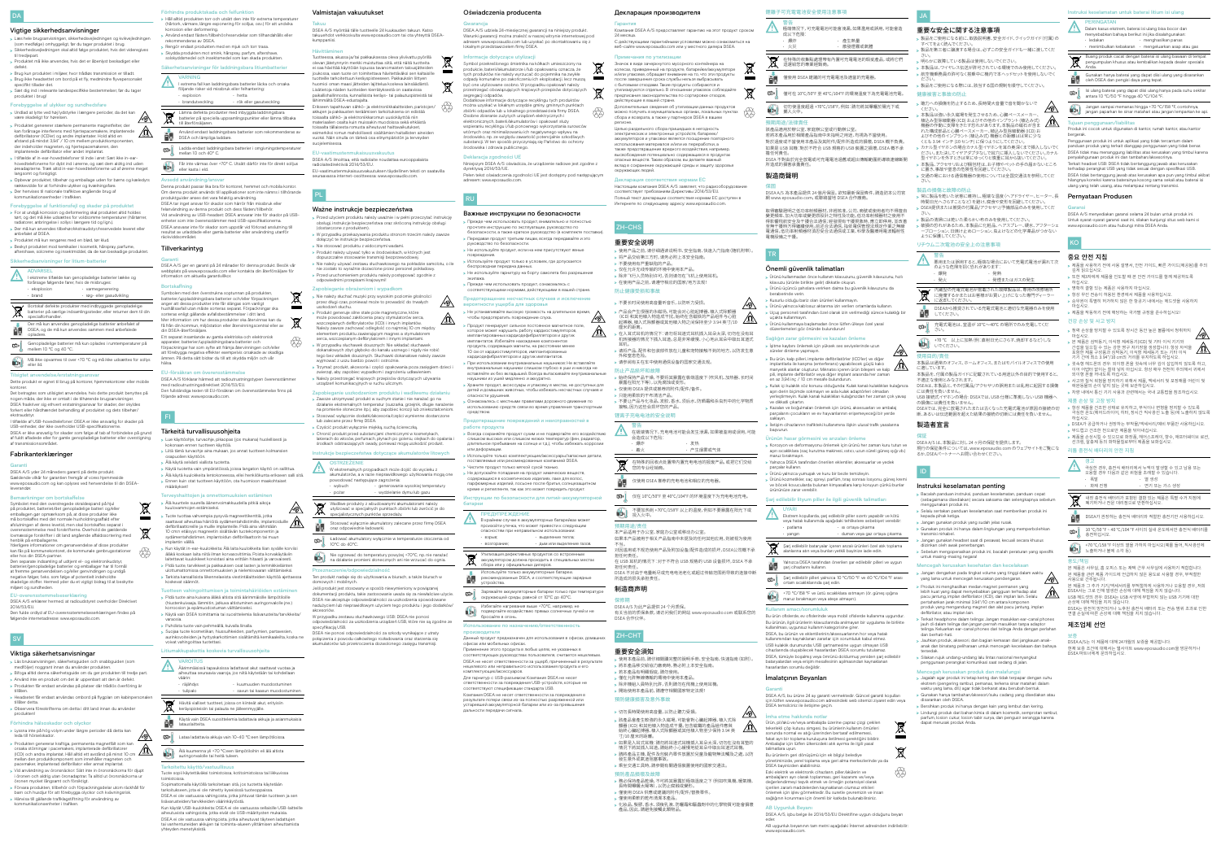# DA

## Vigtige sikkerhedsanvisninger

## Fabrikanterklæringer

# SV

## Viktiga säkerhetsanvisningar

## Tillverkarintyg

# FI

## Tärkeitä turvallisuusohjeita

## Valmistajan vakuutukset

# PL

## Ważne instrukcje bezpieczeństwa

## Oświadczenia producenta

# RU

## Важные инструкции по безопасности

## Декларация производителя

# ZH-CHS

## 重要安全说明

# ZH-CHT

## 重要安全說明

## 製造商聲明

# TR

## Önemli güvenlik talimatları

## İmalatçının Beyanları

# JA

## 重要な安全に関する注意事項

## 製造者宣言

# ID

## Instruksi keselamatan penting

## Pernyataan Produsen

# KO

## 중요 안전 지침

## 제조업체 선언